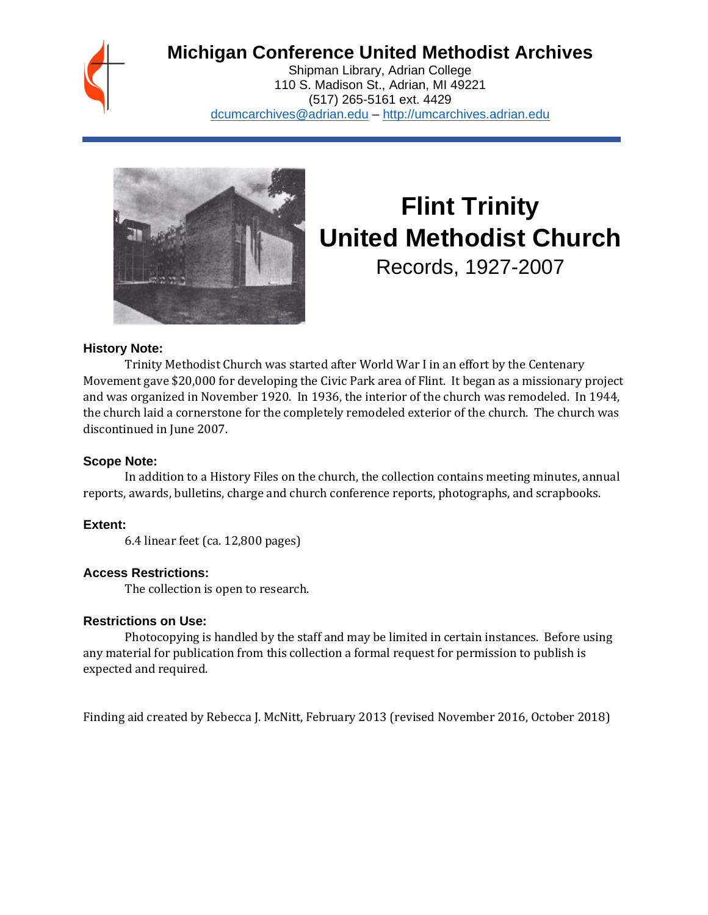# Michigan Conference United Methodist Archives

Shipman Library, Adrian College
110 S. Madison St., Adrian, MI 49221
(517) 265-5161 ext. 4429
dcumcarchives@adrian.edu – http://umcarchives.adrian.edu

# Flint Trinity United Methodist Church

Records, 1927-2007

### History Note:

Trinity Methodist Church was started after World War I in an effort by the Centenary Movement gave $20,000 for developing the Civic Park area of Flint. It began as a missionary project and was organized in November 1920. In 1936, the interior of the church was remodeled. In 1944, the church laid a cornerstone for the completely remodeled exterior of the church. The church was discontinued in June 2007.

### Scope Note:

In addition to a History Files on the church, the collection contains meeting minutes, annual reports, awards, bulletins, charge and church conference reports, photographs, and scrapbooks.

### Extent:

6.4 linear feet (ca. 12,800 pages)

### Access Restrictions:

The collection is open to research.

### Restrictions on Use:

Photocopying is handled by the staff and may be limited in certain instances. Before using any material for publication from this collection a formal request for permission to publish is expected and required.

Finding aid created by Rebecca J. McNitt, February 2013 (revised November 2016, October 2018)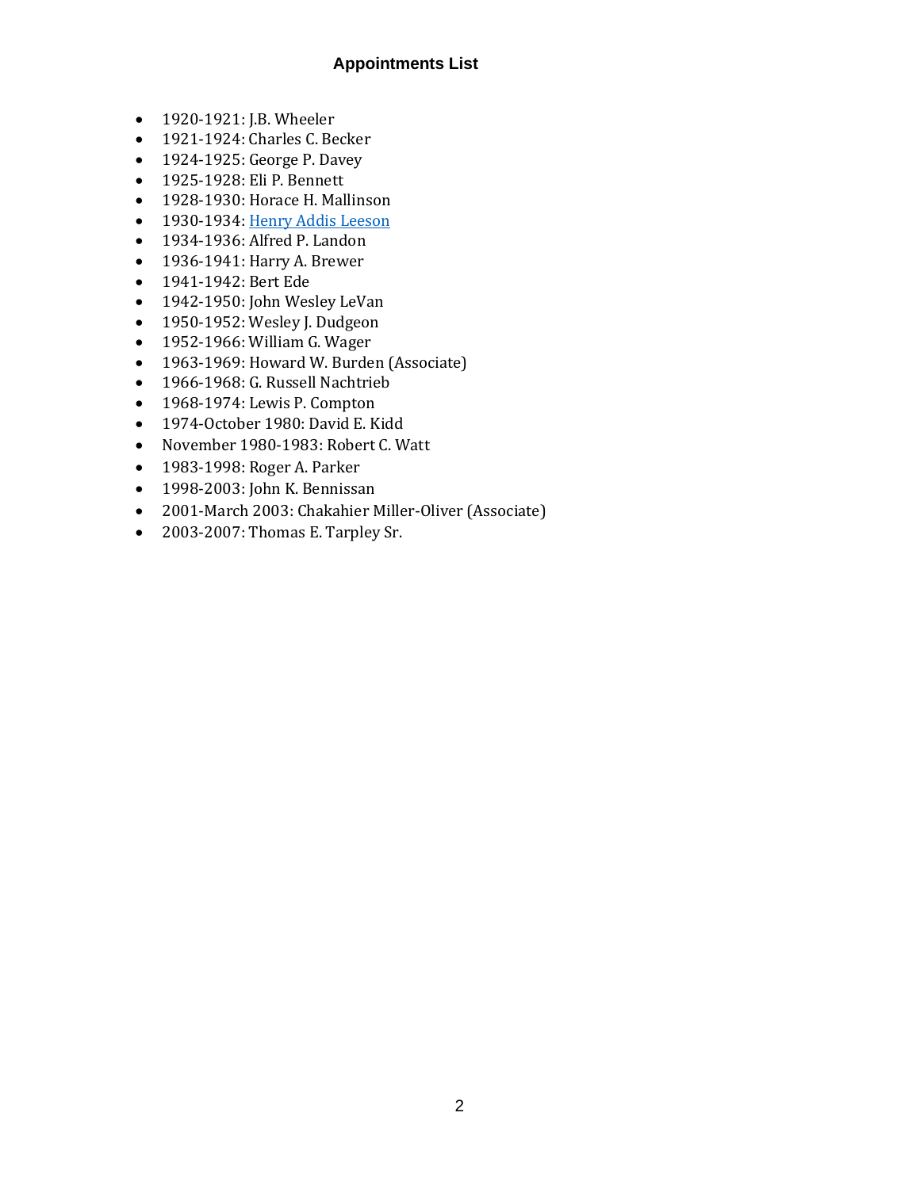## Appointments List

- 1920-1921: J.B. Wheeler
- 1921-1924: Charles C. Becker
- 1924-1925: George P. Davey
- 1925-1928: Eli P. Bennett
- 1928-1930: Horace H. Mallinson
- 1930-1934: Henry Addis Leeson
- 1934-1936: Alfred P. Landon
- 1936-1941: Harry A. Brewer
- 1941-1942: Bert Ede
- 1942-1950: John Wesley LeVan
- 1950-1952: Wesley J. Dudgeon
- 1952-1966: William G. Wager
- 1963-1969: Howard W. Burden (Associate)
- 1966-1968: G. Russell Nachtrieb
- 1968-1974: Lewis P. Compton
- 1974-October 1980: David E. Kidd
- November 1980-1983: Robert C. Watt
- 1983-1998: Roger A. Parker
- 1998-2003: John K. Bennissan
- 2001-March 2003: Chakahier Miller-Oliver (Associate)
- 2003-2007: Thomas E. Tarpley Sr.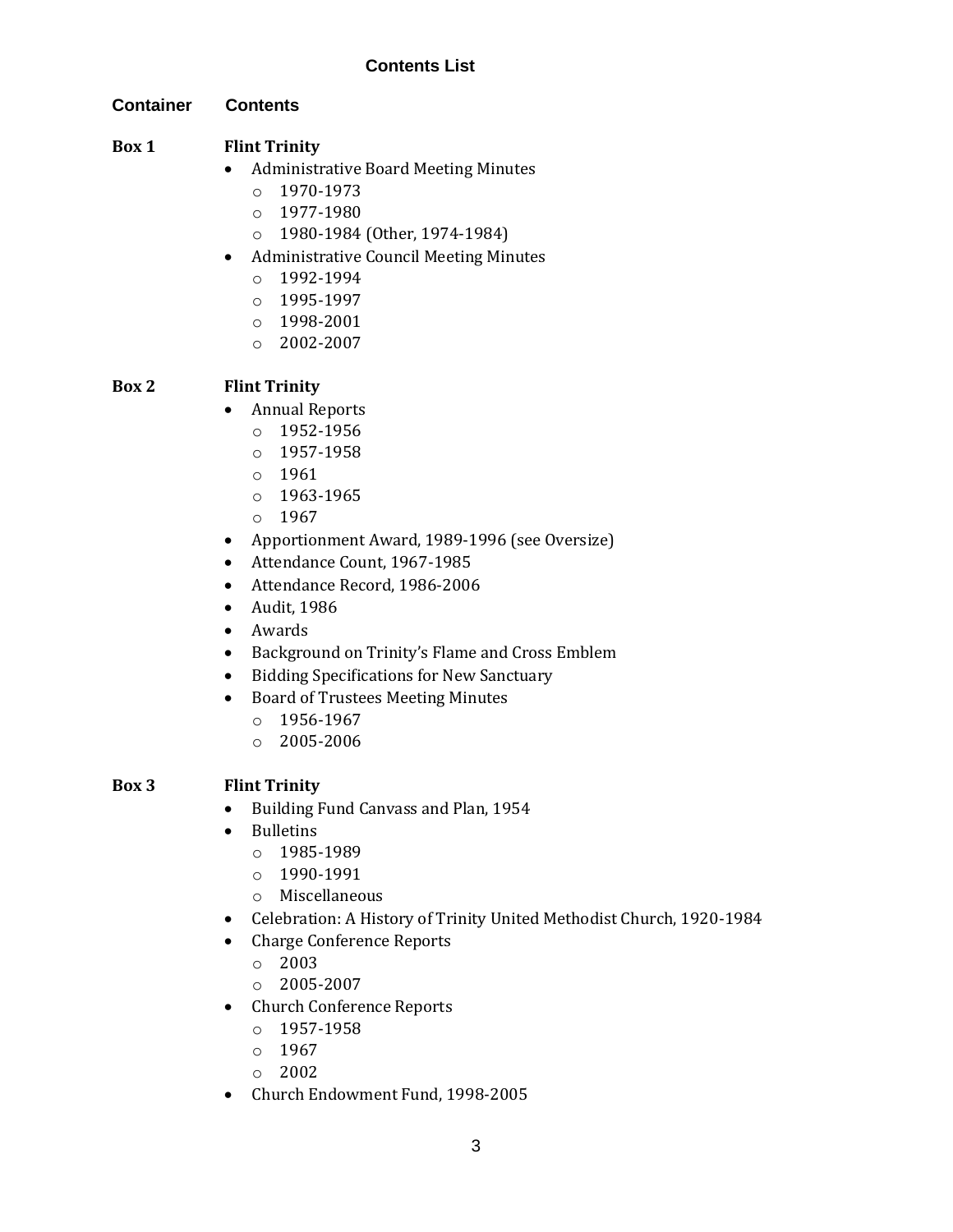## Contents List

**Container** | **Contents**

**Box 1** — **Flint Trinity**

- Administrative Board Meeting Minutes
  - 1970-1973
  - 1977-1980
  - 1980-1984 (Other, 1974-1984)
- Administrative Council Meeting Minutes
  - 1992-1994
  - 1995-1997
  - 1998-2001
  - 2002-2007

**Box 2** — **Flint Trinity**

- Annual Reports
  - 1952-1956
  - 1957-1958
  - 1961
  - 1963-1965
  - 1967
- Apportionment Award, 1989-1996 (see Oversize)
- Attendance Count, 1967-1985
- Attendance Record, 1986-2006
- Audit, 1986
- Awards
- Background on Trinity's Flame and Cross Emblem
- Bidding Specifications for New Sanctuary
- Board of Trustees Meeting Minutes
  - 1956-1967
  - 2005-2006

**Box 3** — **Flint Trinity**

- Building Fund Canvass and Plan, 1954
- Bulletins
  - 1985-1989
  - 1990-1991
  - Miscellaneous
- Celebration: A History of Trinity United Methodist Church, 1920-1984
- Charge Conference Reports
  - 2003
  - 2005-2007
- Church Conference Reports
  - 1957-1958
  - 1967
  - 2002
- Church Endowment Fund, 1998-2005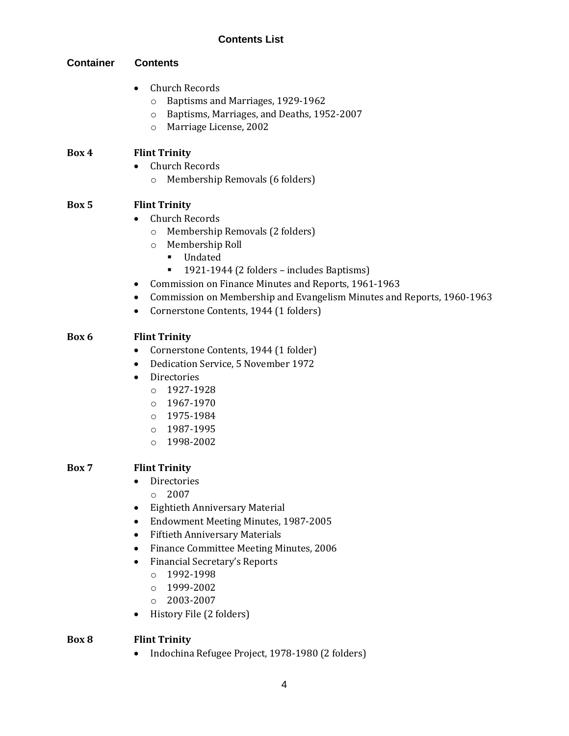## Contents List

**Container** **Contents**

- Church Records
  - Baptisms and Marriages, 1929-1962
  - Baptisms, Marriages, and Deaths, 1952-2007
  - Marriage License, 2002

**Box 4** **Flint Trinity**

- Church Records
  - Membership Removals (6 folders)

**Box 5** **Flint Trinity**

- Church Records
  - Membership Removals (2 folders)
  - Membership Roll
    - Undated
    - 1921-1944 (2 folders – includes Baptisms)
- Commission on Finance Minutes and Reports, 1961-1963
- Commission on Membership and Evangelism Minutes and Reports, 1960-1963
- Cornerstone Contents, 1944 (1 folders)

**Box 6** **Flint Trinity**

- Cornerstone Contents, 1944 (1 folder)
- Dedication Service, 5 November 1972
- Directories
  - 1927-1928
  - 1967-1970
  - 1975-1984
  - 1987-1995
  - 1998-2002

**Box 7** **Flint Trinity**

- Directories
  - 2007
- Eightieth Anniversary Material
- Endowment Meeting Minutes, 1987-2005
- Fiftieth Anniversary Materials
- Finance Committee Meeting Minutes, 2006
- Financial Secretary's Reports
  - 1992-1998
  - 1999-2002
  - 2003-2007
- History File (2 folders)

**Box 8** **Flint Trinity**

- Indochina Refugee Project, 1978-1980 (2 folders)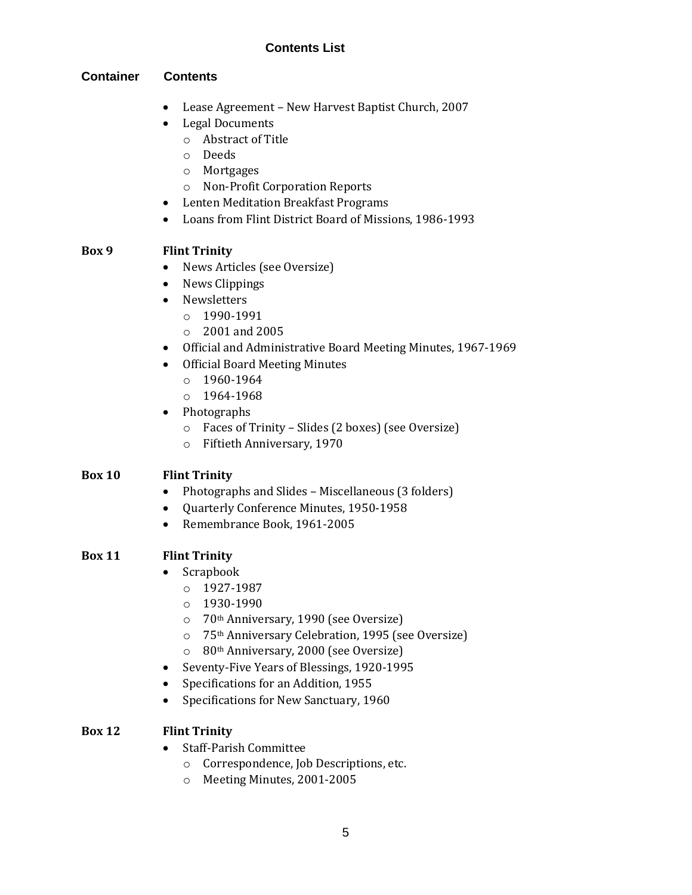### Contents List

**Container** **Contents**

- Lease Agreement – New Harvest Baptist Church, 2007
- Legal Documents
    - Abstract of Title
    - Deeds
    - Mortgages
    - Non-Profit Corporation Reports
- Lenten Meditation Breakfast Programs
- Loans from Flint District Board of Missions, 1986-1993

**Box 9** **Flint Trinity**

- News Articles (see Oversize)
- News Clippings
- Newsletters
    - 1990-1991
    - 2001 and 2005
- Official and Administrative Board Meeting Minutes, 1967-1969
- Official Board Meeting Minutes
    - 1960-1964
    - 1964-1968
- Photographs
    - Faces of Trinity – Slides (2 boxes) (see Oversize)
    - Fiftieth Anniversary, 1970

**Box 10** **Flint Trinity**

- Photographs and Slides – Miscellaneous (3 folders)
- Quarterly Conference Minutes, 1950-1958
- Remembrance Book, 1961-2005

**Box 11** **Flint Trinity**

- Scrapbook
    - 1927-1987
    - 1930-1990
    - 70th Anniversary, 1990 (see Oversize)
    - 75th Anniversary Celebration, 1995 (see Oversize)
    - 80th Anniversary, 2000 (see Oversize)
- Seventy-Five Years of Blessings, 1920-1995
- Specifications for an Addition, 1955
- Specifications for New Sanctuary, 1960

**Box 12** **Flint Trinity**

- Staff-Parish Committee
    - Correspondence, Job Descriptions, etc.
    - Meeting Minutes, 2001-2005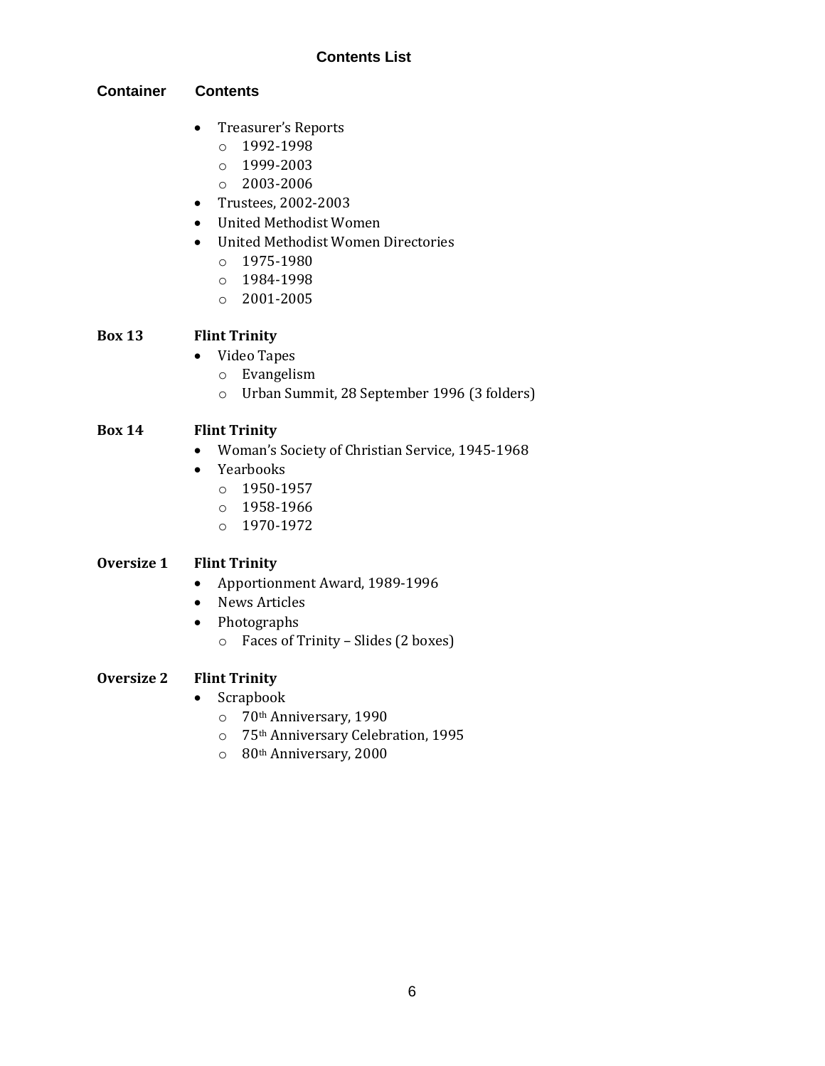## Contents List

**Container** **Contents**

- Treasurer's Reports
  - 1992-1998
  - 1999-2003
  - 2003-2006
- Trustees, 2002-2003
- United Methodist Women
- United Methodist Women Directories
  - 1975-1980
  - 1984-1998
  - 2001-2005

**Box 13** **Flint Trinity**

- Video Tapes
  - Evangelism
  - Urban Summit, 28 September 1996 (3 folders)

**Box 14** **Flint Trinity**

- Woman's Society of Christian Service, 1945-1968
- Yearbooks
  - 1950-1957
  - 1958-1966
  - 1970-1972

**Oversize 1** **Flint Trinity**

- Apportionment Award, 1989-1996
- News Articles
- Photographs
  - Faces of Trinity – Slides (2 boxes)

**Oversize 2** **Flint Trinity**

- Scrapbook
  - 70th Anniversary, 1990
  - 75th Anniversary Celebration, 1995
  - 80th Anniversary, 2000